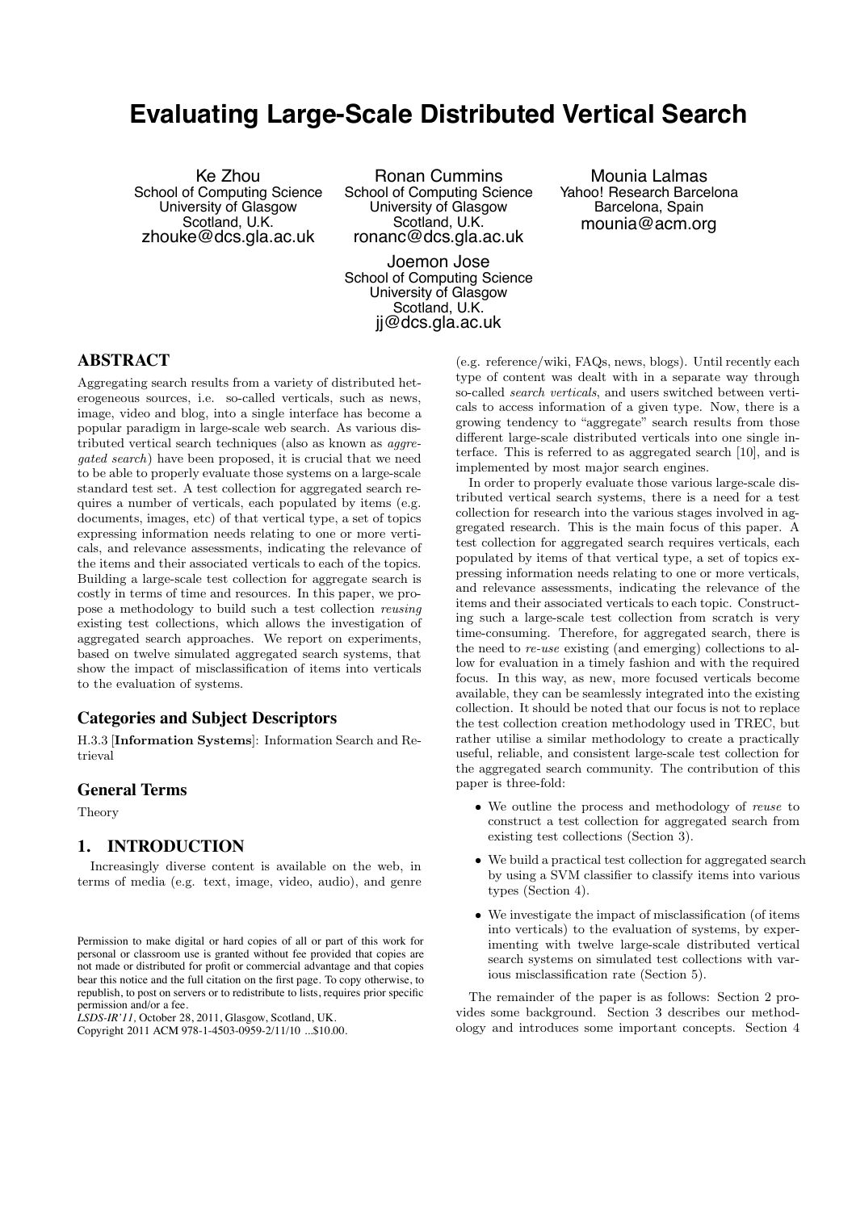# Evaluating Large-Scale Distributed Vertical Search

Ke Zhou
School of Computing Science
University of Glasgow
Scotland, U.K.
zhouke@dcs.gla.ac.uk

Ronan Cummins
School of Computing Science
University of Glasgow
Scotland, U.K.
ronanc@dcs.gla.ac.uk

Mounia Lalmas
Yahoo! Research Barcelona
Barcelona, Spain
mounia@acm.org

Joemon Jose
School of Computing Science
University of Glasgow
Scotland, U.K.
jj@dcs.gla.ac.uk

## ABSTRACT

Aggregating search results from a variety of distributed heterogeneous sources, i.e. so-called verticals, such as news, image, video and blog, into a single interface has become a popular paradigm in large-scale web search. As various distributed vertical search techniques (also as known as *aggregated search*) have been proposed, it is crucial that we need to be able to properly evaluate those systems on a large-scale standard test set. A test collection for aggregated search requires a number of verticals, each populated by items (e.g. documents, images, etc) of that vertical type, a set of topics expressing information needs relating to one or more verticals, and relevance assessments, indicating the relevance of the items and their associated verticals to each of the topics. Building a large-scale test collection for aggregate search is costly in terms of time and resources. In this paper, we propose a methodology to build such a test collection *reusing* existing test collections, which allows the investigation of aggregated search approaches. We report on experiments, based on twelve simulated aggregated search systems, that show the impact of misclassification of items into verticals to the evaluation of systems.

## Categories and Subject Descriptors

H.3.3 [**Information Systems**]: Information Search and Retrieval

## General Terms

Theory

## 1. INTRODUCTION

Increasingly diverse content is available on the web, in terms of media (e.g. text, image, video, audio), and genre (e.g. reference/wiki, FAQs, news, blogs). Until recently each type of content was dealt with in a separate way through so-called *search verticals*, and users switched between verticals to access information of a given type. Now, there is a growing tendency to "aggregate" search results from those different large-scale distributed verticals into one single interface. This is referred to as aggregated search [10], and is implemented by most major search engines.

In order to properly evaluate those various large-scale distributed vertical search systems, there is a need for a test collection for research into the various stages involved in aggregated research. This is the main focus of this paper. A test collection for aggregated search requires verticals, each populated by items of that vertical type, a set of topics expressing information needs relating to one or more verticals, and relevance assessments, indicating the relevance of the items and their associated verticals to each topic. Constructing such a large-scale test collection from scratch is very time-consuming. Therefore, for aggregated search, there is the need to *re-use* existing (and emerging) collections to allow for evaluation in a timely fashion and with the required focus. In this way, as new, more focused verticals become available, they can be seamlessly integrated into the existing collection. It should be noted that our focus is not to replace the test collection creation methodology used in TREC, but rather utilise a similar methodology to create a practically useful, reliable, and consistent large-scale test collection for the aggregated search community. The contribution of this paper is three-fold:

- We outline the process and methodology of *reuse* to construct a test collection for aggregated search from existing test collections (Section 3).
- We build a practical test collection for aggregated search by using a SVM classifier to classify items into various types (Section 4).
- We investigate the impact of misclassification (of items into verticals) to the evaluation of systems, by experimenting with twelve large-scale distributed vertical search systems on simulated test collections with various misclassification rate (Section 5).

The remainder of the paper is as follows: Section 2 provides some background. Section 3 describes our methodology and introduces some important concepts. Section 4

Permission to make digital or hard copies of all or part of this work for personal or classroom use is granted without fee provided that copies are not made or distributed for profit or commercial advantage and that copies bear this notice and the full citation on the first page. To copy otherwise, to republish, to post on servers or to redistribute to lists, requires prior specific permission and/or a fee.
*LSDS-IR'11,* October 28, 2011, Glasgow, Scotland, UK.
Copyright 2011 ACM 978-1-4503-0959-2/11/10 ...$10.00.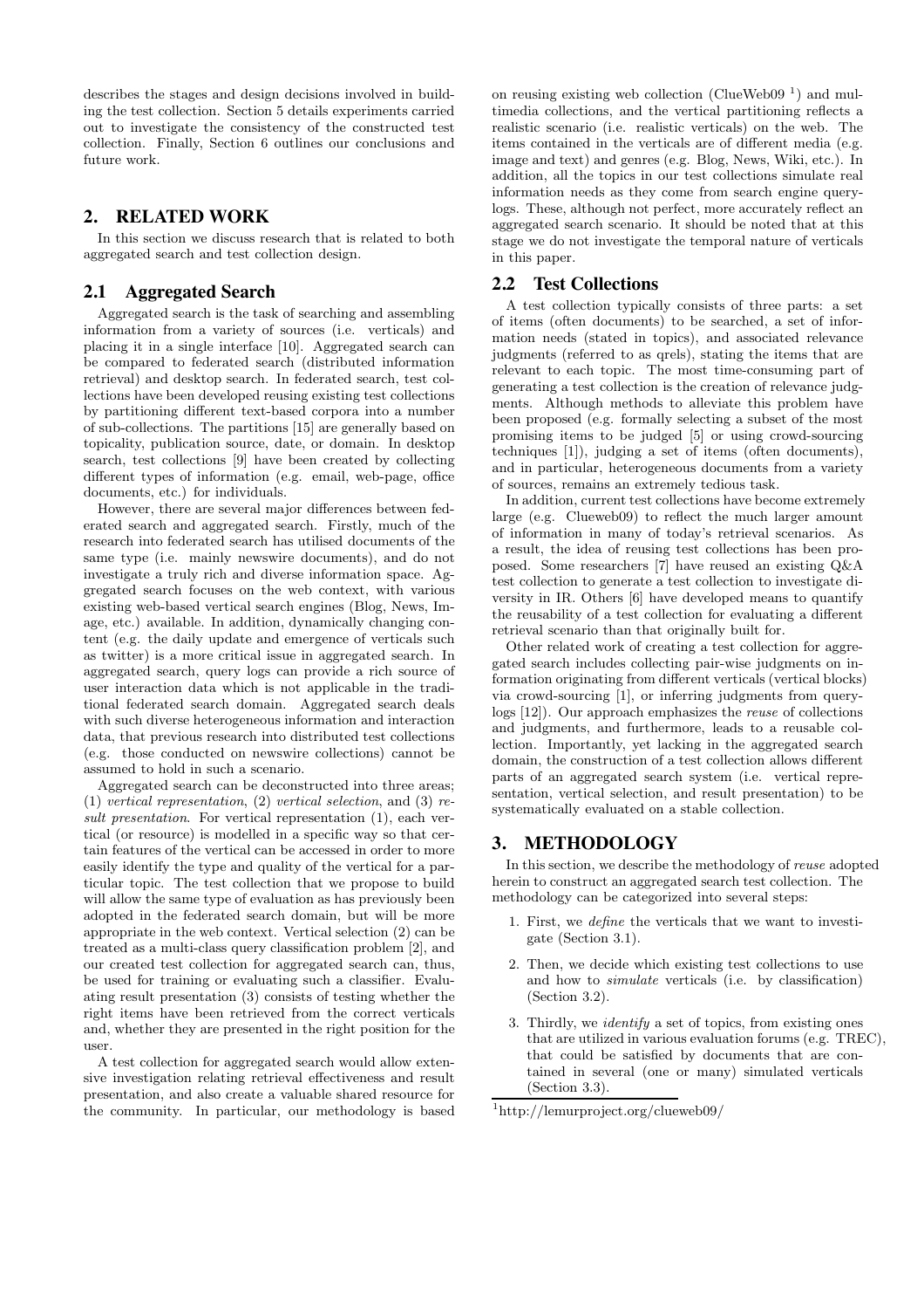describes the stages and design decisions involved in building the test collection. Section 5 details experiments carried out to investigate the consistency of the constructed test collection. Finally, Section 6 outlines our conclusions and future work.

## 2. RELATED WORK

In this section we discuss research that is related to both aggregated search and test collection design.

### 2.1 Aggregated Search

Aggregated search is the task of searching and assembling information from a variety of sources (i.e. verticals) and placing it in a single interface [10]. Aggregated search can be compared to federated search (distributed information retrieval) and desktop search. In federated search, test collections have been developed reusing existing test collections by partitioning different text-based corpora into a number of sub-collections. The partitions [15] are generally based on topicality, publication source, date, or domain. In desktop search, test collections [9] have been created by collecting different types of information (e.g. email, web-page, office documents, etc.) for individuals.

However, there are several major differences between federated search and aggregated search. Firstly, much of the research into federated search has utilised documents of the same type (i.e. mainly newswire documents), and do not investigate a truly rich and diverse information space. Aggregated search focuses on the web context, with various existing web-based vertical search engines (Blog, News, Image, etc.) available. In addition, dynamically changing content (e.g. the daily update and emergence of verticals such as twitter) is a more critical issue in aggregated search. In aggregated search, query logs can provide a rich source of user interaction data which is not applicable in the traditional federated search domain. Aggregated search deals with such diverse heterogeneous information and interaction data, that previous research into distributed test collections (e.g. those conducted on newswire collections) cannot be assumed to hold in such a scenario.

Aggregated search can be deconstructed into three areas; (1) *vertical representation*, (2) *vertical selection*, and (3) *result presentation*. For vertical representation (1), each vertical (or resource) is modelled in a specific way so that certain features of the vertical can be accessed in order to more easily identify the type and quality of the vertical for a particular topic. The test collection that we propose to build will allow the same type of evaluation as has previously been adopted in the federated search domain, but will be more appropriate in the web context. Vertical selection (2) can be treated as a multi-class query classification problem [2], and our created test collection for aggregated search can, thus, be used for training or evaluating such a classifier. Evaluating result presentation (3) consists of testing whether the right items have been retrieved from the correct verticals and, whether they are presented in the right position for the user.

A test collection for aggregated search would allow extensive investigation relating retrieval effectiveness and result presentation, and also create a valuable shared resource for the community. In particular, our methodology is based on reusing existing web collection (ClueWeb09 [1]) and multimedia collections, and the vertical partitioning reflects a realistic scenario (i.e. realistic verticals) on the web. The items contained in the verticals are of different media (e.g. image and text) and genres (e.g. Blog, News, Wiki, etc.). In addition, all the topics in our test collections simulate real information needs as they come from search engine query-logs. These, although not perfect, more accurately reflect an aggregated search scenario. It should be noted that at this stage we do not investigate the temporal nature of verticals in this paper.

### 2.2 Test Collections

A test collection typically consists of three parts: a set of items (often documents) to be searched, a set of information needs (stated in topics), and associated relevance judgments (referred to as qrels), stating the items that are relevant to each topic. The most time-consuming part of generating a test collection is the creation of relevance judgments. Although methods to alleviate this problem have been proposed (e.g. formally selecting a subset of the most promising items to be judged [5] or using crowd-sourcing techniques [1]), judging a set of items (often documents), and in particular, heterogeneous documents from a variety of sources, remains an extremely tedious task.

In addition, current test collections have become extremely large (e.g. Clueweb09) to reflect the much larger amount of information in many of today's retrieval scenarios. As a result, the idea of reusing test collections has been proposed. Some researchers [7] have reused an existing Q&A test collection to generate a test collection to investigate diversity in IR. Others [6] have developed means to quantify the reusability of a test collection for evaluating a different retrieval scenario than that originally built for.

Other related work of creating a test collection for aggregated search includes collecting pair-wise judgments on information originating from different verticals (vertical blocks) via crowd-sourcing [1], or inferring judgments from query-logs [12]). Our approach emphasizes the *reuse* of collections and judgments, and furthermore, leads to a reusable collection. Importantly, yet lacking in the aggregated search domain, the construction of a test collection allows different parts of an aggregated search system (i.e. vertical representation, vertical selection, and result presentation) to be systematically evaluated on a stable collection.

## 3. METHODOLOGY

In this section, we describe the methodology of *reuse* adopted herein to construct an aggregated search test collection. The methodology can be categorized into several steps:

1. First, we *define* the verticals that we want to investigate (Section 3.1).
2. Then, we decide which existing test collections to use and how to *simulate* verticals (i.e. by classification) (Section 3.2).
3. Thirdly, we *identify* a set of topics, from existing ones that are utilized in various evaluation forums (e.g. TREC), that could be satisfied by documents that are contained in several (one or many) simulated verticals (Section 3.3).

[1] http://lemurproject.org/clueweb09/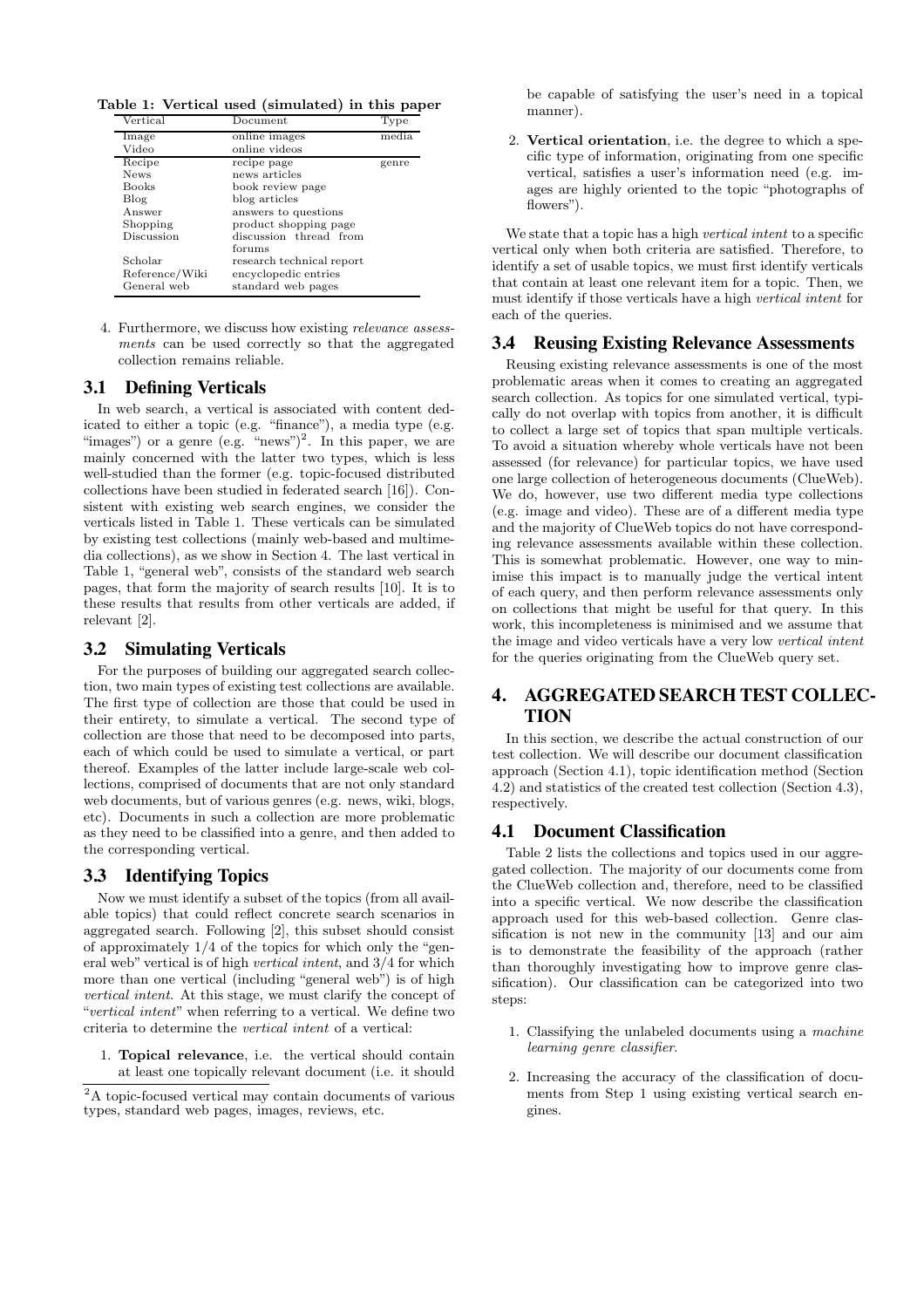**Table 1: Vertical used (simulated) in this paper**

| Vertical | Document | Type |
|---|---|---|
| Image | online images | media |
| Video | online videos | |
| Recipe | recipe page | genre |
| News | news articles | |
| Books | book review page | |
| Blog | blog articles | |
| Answer | answers to questions | |
| Shopping | product shopping page | |
| Discussion | discussion thread from forums | |
| Scholar | research technical report | |
| Reference/Wiki | encyclopedic entries | |
| General web | standard web pages | |

4. Furthermore, we discuss how existing *relevance assessments* can be used correctly so that the aggregated collection remains reliable.

## 3.1 Defining Verticals

In web search, a vertical is associated with content dedicated to either a topic (e.g. "finance"), a media type (e.g. "images") or a genre (e.g. "news")[2]. In this paper, we are mainly concerned with the latter two types, which is less well-studied than the former (e.g. topic-focused distributed collections have been studied in federated search [16]). Consistent with existing web search engines, we consider the verticals listed in Table 1. These verticals can be simulated by existing test collections (mainly web-based and multimedia collections), as we show in Section 4. The last vertical in Table 1, "general web", consists of the standard web search pages, that form the majority of search results [10]. It is to these results that results from other verticals are added, if relevant [2].

## 3.2 Simulating Verticals

For the purposes of building our aggregated search collection, two main types of existing test collections are available. The first type of collection are those that could be used in their entirety, to simulate a vertical. The second type of collection are those that need to be decomposed into parts, each of which could be used to simulate a vertical, or part thereof. Examples of the latter include large-scale web collections, comprised of documents that are not only standard web documents, but of various genres (e.g. news, wiki, blogs, etc). Documents in such a collection are more problematic as they need to be classified into a genre, and then added to the corresponding vertical.

## 3.3 Identifying Topics

Now we must identify a subset of the topics (from all available topics) that could reflect concrete search scenarios in aggregated search. Following [2], this subset should consist of approximately 1/4 of the topics for which only the "general web" vertical is of high *vertical intent*, and 3/4 for which more than one vertical (including "general web") is of high *vertical intent*. At this stage, we must clarify the concept of "*vertical intent*" when referring to a vertical. We define two criteria to determine the *vertical intent* of a vertical:

1. **Topical relevance**, i.e. the vertical should contain at least one topically relevant document (i.e. it should be capable of satisfying the user's need in a topical manner).
2. **Vertical orientation**, i.e. the degree to which a specific type of information, originating from one specific vertical, satisfies a user's information need (e.g. images are highly oriented to the topic "photographs of flowers").

[2]A topic-focused vertical may contain documents of various types, standard web pages, images, reviews, etc.

We state that a topic has a high *vertical intent* to a specific vertical only when both criteria are satisfied. Therefore, to identify a set of usable topics, we must first identify verticals that contain at least one relevant item for a topic. Then, we must identify if those verticals have a high *vertical intent* for each of the queries.

## 3.4 Reusing Existing Relevance Assessments

Reusing existing relevance assessments is one of the most problematic areas when it comes to creating an aggregated search collection. As topics for one simulated vertical, typically do not overlap with topics from another, it is difficult to collect a large set of topics that span multiple verticals. To avoid a situation whereby whole verticals have not been assessed (for relevance) for particular topics, we have used one large collection of heterogeneous documents (ClueWeb). We do, however, use two different media type collections (e.g. image and video). These are of a different media type and the majority of ClueWeb topics do not have corresponding relevance assessments available within these collection. This is somewhat problematic. However, one way to minimise this impact is to manually judge the vertical intent of each query, and then perform relevance assessments only on collections that might be useful for that query. In this work, this incompleteness is minimised and we assume that the image and video verticals have a very low *vertical intent* for the queries originating from the ClueWeb query set.

# 4. AGGREGATED SEARCH TEST COLLECTION

In this section, we describe the actual construction of our test collection. We will describe our document classification approach (Section 4.1), topic identification method (Section 4.2) and statistics of the created test collection (Section 4.3), respectively.

## 4.1 Document Classification

Table 2 lists the collections and topics used in our aggregated collection. The majority of our documents come from the ClueWeb collection and, therefore, need to be classified into a specific vertical. We now describe the classification approach used for this web-based collection. Genre classification is not new in the community [13] and our aim is to demonstrate the feasibility of the approach (rather than thoroughly investigating how to improve genre classification). Our classification can be categorized into two steps:

1. Classifying the unlabeled documents using a *machine learning genre classifier*.
2. Increasing the accuracy of the classification of documents from Step 1 using existing vertical search engines.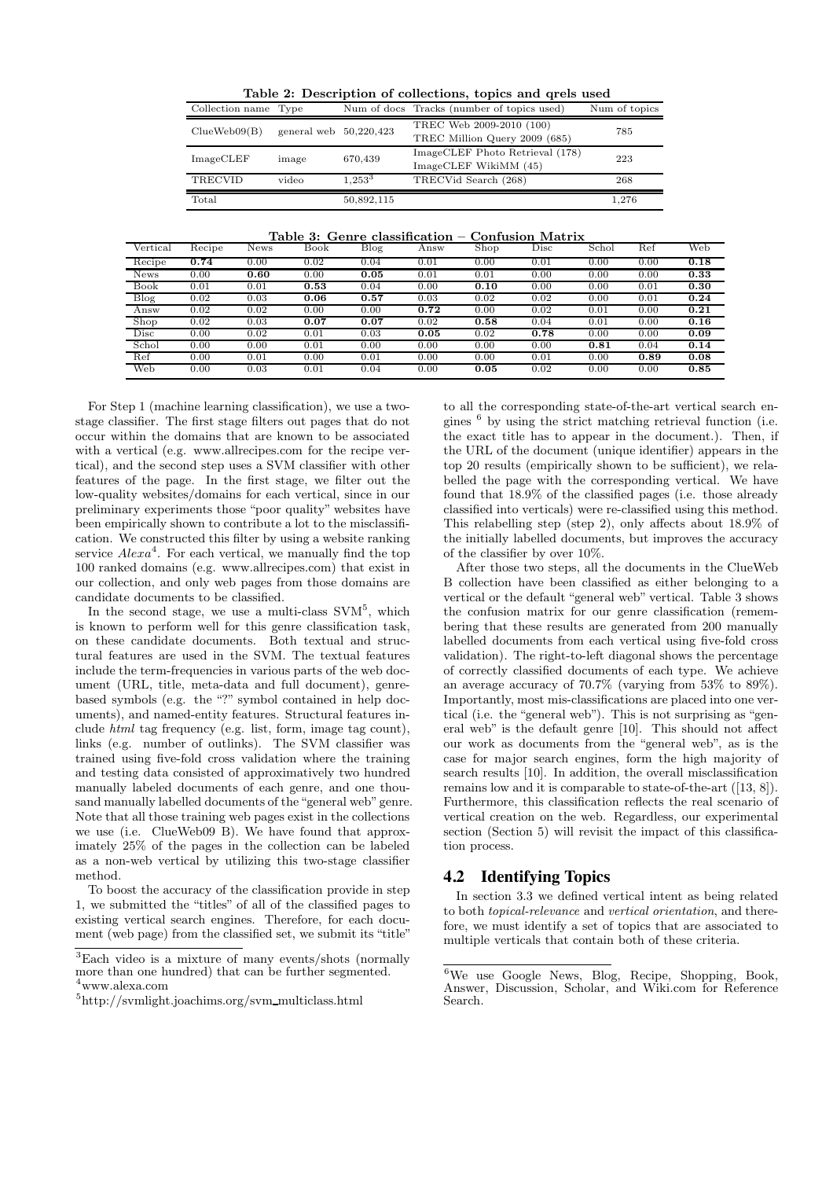**Table 2: Description of collections, topics and qrels used**

| Collection name | Type | Num of docs | Tracks (number of topics used) | Num of topics |
|---|---|---|---|---|
| ClueWeb09(B) | general web | 50,220,423 | TREC Web 2009-2010 (100)<br>TREC Million Query 2009 (685) | 785 |
| ImageCLEF | image | 670,439 | ImageCLEF Photo Retrieval (178)<br>ImageCLEF WikiMM (45) | 223 |
| TRECVID | video | 1,253[3] | TRECVid Search (268) | 268 |
| Total | | 50,892,115 | | 1,276 |

**Table 3: Genre classification – Confusion Matrix**

| Vertical | Recipe | News | Book | Blog | Answ | Shop | Disc | Schol | Ref | Web |
|---|---|---|---|---|---|---|---|---|---|---|
| Recipe | **0.74** | 0.00 | 0.02 | 0.04 | 0.01 | 0.00 | 0.01 | 0.00 | 0.00 | **0.18** |
| News | 0.00 | **0.60** | 0.00 | **0.05** | 0.01 | 0.01 | 0.00 | 0.00 | 0.00 | **0.33** |
| Book | 0.01 | 0.01 | **0.53** | 0.04 | 0.00 | **0.10** | 0.00 | 0.00 | 0.01 | **0.30** |
| Blog | 0.02 | 0.03 | **0.06** | **0.57** | 0.03 | 0.02 | 0.02 | 0.00 | 0.01 | **0.24** |
| Answ | 0.02 | 0.02 | 0.00 | 0.00 | **0.72** | 0.00 | 0.02 | 0.01 | 0.00 | **0.21** |
| Shop | 0.02 | 0.03 | **0.07** | **0.07** | 0.02 | **0.58** | 0.04 | 0.01 | 0.00 | **0.16** |
| Disc | 0.00 | 0.02 | 0.01 | 0.03 | **0.05** | 0.02 | **0.78** | 0.00 | 0.00 | **0.09** |
| Schol | 0.00 | 0.00 | 0.01 | 0.00 | 0.00 | 0.00 | 0.00 | **0.81** | 0.04 | **0.14** |
| Ref | 0.00 | 0.01 | 0.00 | 0.01 | 0.00 | 0.00 | 0.01 | 0.00 | **0.89** | **0.08** |
| Web | 0.00 | 0.03 | 0.01 | 0.04 | 0.00 | **0.05** | 0.02 | 0.00 | 0.00 | **0.85** |

For Step 1 (machine learning classification), we use a two-stage classifier. The first stage filters out pages that do not occur within the domains that are known to be associated with a vertical (e.g. www.allrecipes.com for the recipe vertical), and the second step uses a SVM classifier with other features of the page. In the first stage, we filter out the low-quality websites/domains for each vertical, since in our preliminary experiments those "poor quality" websites have been empirically shown to contribute a lot to the misclassification. We constructed this filter by using a website ranking service *Alexa*[4]. For each vertical, we manually find the top 100 ranked domains (e.g. www.allrecipes.com) that exist in our collection, and only web pages from those domains are candidate documents to be classified.

In the second stage, we use a multi-class SVM[5], which is known to perform well for this genre classification task, on these candidate documents. Both textual and structural features are used in the SVM. The textual features include the term-frequencies in various parts of the web document (URL, title, meta-data and full document), genre-based symbols (e.g. the "?" symbol contained in help documents), and named-entity features. Structural features include *html* tag frequency (e.g. list, form, image tag count), links (e.g. number of outlinks). The SVM classifier was trained using five-fold cross validation where the training and testing data consisted of approximatively two hundred manually labeled documents of each genre, and one thousand manually labelled documents of the "general web" genre. Note that all those training web pages exist in the collections we use (i.e. ClueWeb09 B). We have found that approximately 25% of the pages in the collection can be labeled as a non-web vertical by utilizing this two-stage classifier method.

To boost the accuracy of the classification provide in step 1, we submitted the "titles" of all of the classified pages to existing vertical search engines. Therefore, for each document (web page) from the classified set, we submit its "title" to all the corresponding state-of-the-art vertical search engines [6] by using the strict matching retrieval function (i.e. the exact title has to appear in the document.). Then, if the URL of the document (unique identifier) appears in the top 20 results (empirically shown to be sufficient), we relabelled the page with the corresponding vertical. We have found that 18.9% of the classified pages (i.e. those already classified into verticals) were re-classified using this method. This relabelling step (step 2), only affects about 18.9% of the initially labelled documents, but improves the accuracy of the classifier by over 10%.

After those two steps, all the documents in the ClueWeb B collection have been classified as either belonging to a vertical or the default "general web" vertical. Table 3 shows the confusion matrix for our genre classification (remembering that these results are generated from 200 manually labelled documents from each vertical using five-fold cross validation). The right-to-left diagonal shows the percentage of correctly classified documents of each type. We achieve an average accuracy of 70.7% (varying from 53% to 89%). Importantly, most mis-classifications are placed into one vertical (i.e. the "general web"). This is not surprising as "general web" is the default genre [10]. This should not affect our work as documents from the "general web", as is the case for major search engines, form the high majority of search results [10]. In addition, the overall misclassification remains low and it is comparable to state-of-the-art ([13, 8]). Furthermore, this classification reflects the real scenario of vertical creation on the web. Regardless, our experimental section (Section 5) will revisit the impact of this classification process.

## 4.2 Identifying Topics

In section 3.3 we defined vertical intent as being related to both *topical-relevance* and *vertical orientation*, and therefore, we must identify a set of topics that are associated to multiple verticals that contain both of these criteria.

---

[3]Each video is a mixture of many events/shots (normally more than one hundred) that can be further segmented.

[4]www.alexa.com

[5]http://svmlight.joachims.org/svm_multiclass.html

[6]We use Google News, Blog, Recipe, Shopping, Book, Answer, Discussion, Scholar, and Wiki.com for Reference Search.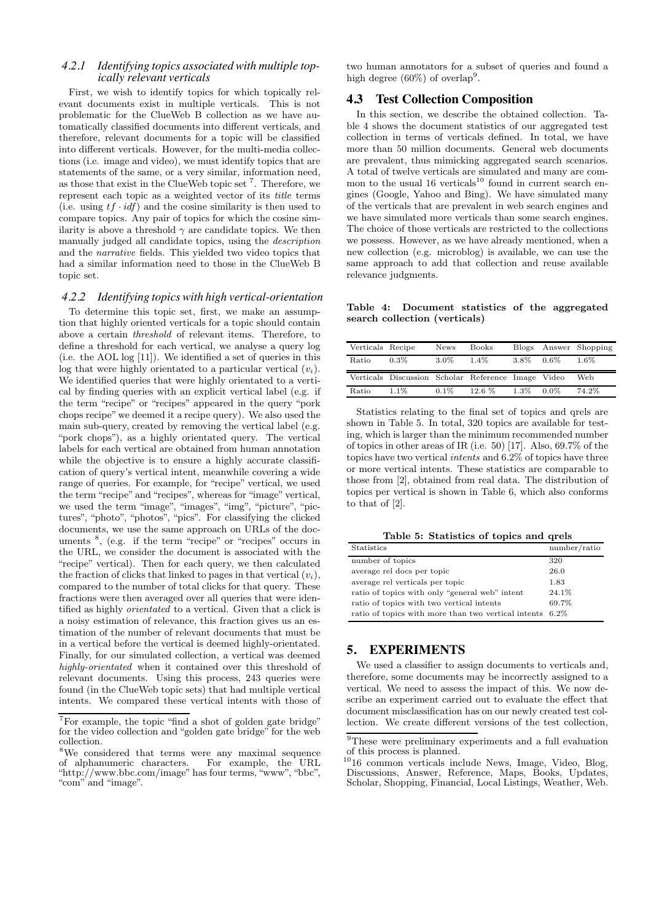#### 4.2.1 Identifying topics associated with multiple topically relevant verticals

First, we wish to identify topics for which topically relevant documents exist in multiple verticals. This is not problematic for the ClueWeb B collection as we have automatically classified documents into different verticals, and therefore, relevant documents for a topic will be classified into different verticals. However, for the multi-media collections (i.e. image and video), we must identify topics that are statements of the same, or a very similar, information need, as those that exist in the ClueWeb topic set [7]. Therefore, we represent each topic as a weighted vector of its *title* terms (i.e. using $tf \cdot idf$) and the cosine similarity is then used to compare topics. Any pair of topics for which the cosine similarity is above a threshold $\gamma$ are candidate topics. We then manually judged all candidate topics, using the *description* and the *narrative* fields. This yielded two video topics that had a similar information need to those in the ClueWeb B topic set.

#### 4.2.2 Identifying topics with high vertical-orientation

To determine this topic set, first, we make an assumption that highly oriented verticals for a topic should contain above a certain *threshold* of relevant items. Therefore, to define a threshold for each vertical, we analyse a query log (i.e. the AOL log [11]). We identified a set of queries in this log that were highly orientated to a particular vertical ($v_i$). We identified queries that were highly orientated to a vertical by finding queries with an explicit vertical label (e.g. if the term "recipe" or "recipes" appeared in the query "pork chops recipe" we deemed it a recipe query). We also used the main sub-query, created by removing the vertical label (e.g. "pork chops"), as a highly orientated query. The vertical labels for each vertical are obtained from human annotation while the objective is to ensure a highly accurate classification of query's vertical intent, meanwhile covering a wide range of queries. For example, for "recipe" vertical, we used the term "recipe" and "recipes", whereas for "image" vertical, we used the term "image", "images", "img", "picture", "pictures", "photo", "photos", "pics". For classifying the clicked documents, we use the same approach on URLs of the documents [8], (e.g. if the term "recipe" or "recipes" occurs in the URL, we consider the document is associated with the "recipe" vertical). Then for each query, we then calculated the fraction of clicks that linked to pages in that vertical ($v_i$), compared to the number of total clicks for that query. These fractions were then averaged over all queries that were identified as highly *orientated* to a vertical. Given that a click is a noisy estimation of relevance, this fraction gives us an estimation of the number of relevant documents that must be in a vertical before the vertical is deemed highly-orientated. Finally, for our simulated collection, a vertical was deemed *highly-orientated* when it contained over this threshold of relevant documents. Using this process, 243 queries were found (in the ClueWeb topic sets) that had multiple vertical intents. We compared these vertical intents with those of two human annotators for a subset of queries and found a high degree (60%) of overlap[9].

[7]For example, the topic "find a shot of golden gate bridge" for the video collection and "golden gate bridge" for the web collection.

[8]We considered that terms were any maximal sequence of alphanumeric characters. For example, the URL "http://www.bbc.com/image" has four terms, "www", "bbc", "com" and "image".

### 4.3 Test Collection Composition

In this section, we describe the obtained collection. Table 4 shows the document statistics of our aggregated test collection in terms of verticals defined. In total, we have more than 50 million documents. General web documents are prevalent, thus mimicking aggregated search scenarios. A total of twelve verticals are simulated and many are common to the usual 16 verticals[10] found in current search engines (Google, Yahoo and Bing). We have simulated many of the verticals that are prevalent in web search engines and we have simulated more verticals than some search engines. The choice of those verticals are restricted to the collections we possess. However, as we have already mentioned, when a new collection (e.g. microblog) is available, we can use the same approach to add that collection and reuse available relevance judgments.

**Table 4: Document statistics of the aggregated search collection (verticals)**

| Verticals | Recipe | News | Books | Blogs | Answer | Shopping |
|---|---|---|---|---|---|---|
| Ratio | 0.3% | 3.0% | 1.4% | 3.8% | 0.6% | 1.6% |
| **Verticals** | **Discussion** | **Scholar** | **Reference** | **Image** | **Video** | **Web** |
| Ratio | 1.1% | 0.1% | 12.6 % | 1.3% | 0.0% | 74.2% |

Statistics relating to the final set of topics and qrels are shown in Table 5. In total, 320 topics are available for testing, which is larger than the minimum recommended number of topics in other areas of IR (i.e. 50) [17]. Also, 69.7% of the topics have two vertical *intents* and 6.2% of topics have three or more vertical intents. These statistics are comparable to those from [2], obtained from real data. The distribution of topics per vertical is shown in Table 6, which also conforms to that of [2].

**Table 5: Statistics of topics and qrels**

| Statistics | number/ratio |
|---|---|
| number of topics | 320 |
| average rel docs per topic | 26.0 |
| average rel verticals per topic | 1.83 |
| ratio of topics with only "general web" intent | 24.1% |
| ratio of topics with two vertical intents | 69.7% |
| ratio of topics with more than two vertical intents | 6.2% |

## 5. EXPERIMENTS

We used a classifier to assign documents to verticals and, therefore, some documents may be incorrectly assigned to a vertical. We need to assess the impact of this. We now describe an experiment carried out to evaluate the effect that document misclassification has on our newly created test collection. We create different versions of the test collection,

[9]These were preliminary experiments and a full evaluation of this process is planned.

[10]16 common verticals include News, Image, Video, Blog, Discussions, Answer, Reference, Maps, Books, Updates, Scholar, Shopping, Financial, Local Listings, Weather, Web.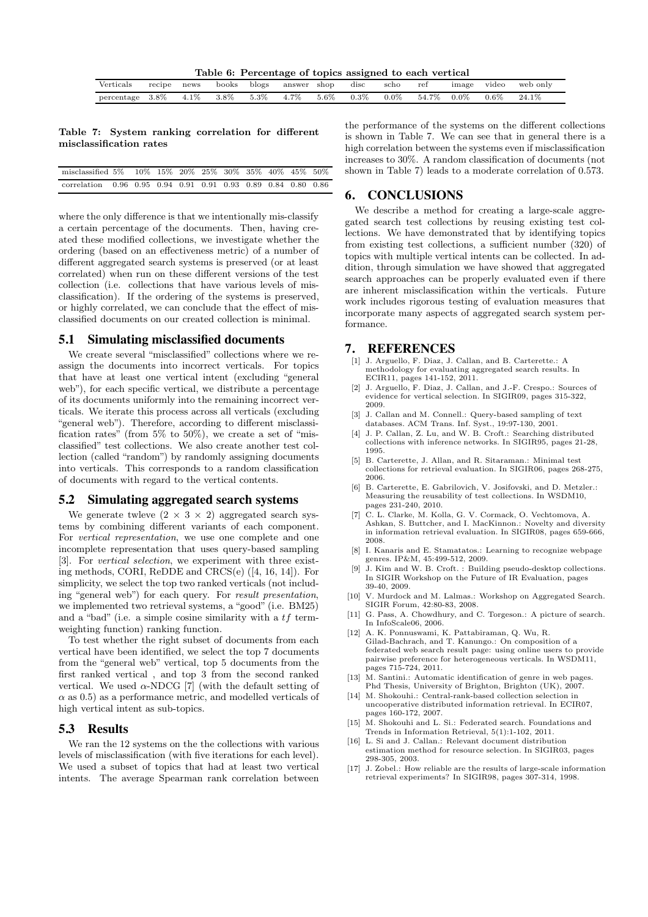**Table 6: Percentage of topics assigned to each vertical**

| Verticals | recipe | news | books | blogs | answer | shop | disc | scho | ref | image | video | web only |
|---|---|---|---|---|---|---|---|---|---|---|---|---|
| percentage | 3.8% | 4.1% | 3.8% | 5.3% | 4.7% | 5.6% | 0.3% | 0.0% | 54.7% | 0.0% | 0.6% | 24.1% |

**Table 7: System ranking correlation for different misclassification rates**

| misclassified | 5% | 10% | 15% | 20% | 25% | 30% | 35% | 40% | 45% | 50% |
|---|---|---|---|---|---|---|---|---|---|---|
| correlation | 0.96 | 0.95 | 0.94 | 0.91 | 0.91 | 0.93 | 0.89 | 0.84 | 0.80 | 0.86 |

where the only difference is that we intentionally mis-classify a certain percentage of the documents. Then, having created these modified collections, we investigate whether the ordering (based on an effectiveness metric) of a number of different aggregated search systems is preserved (or at least correlated) when run on these different versions of the test collection (i.e. collections that have various levels of misclassification). If the ordering of the systems is preserved, or highly correlated, we can conclude that the effect of misclassified documents on our created collection is minimal.

## 5.1 Simulating misclassified documents

We create several "misclassified" collections where we reassign the documents into incorrect verticals. For topics that have at least one vertical intent (excluding "general web"), for each specific vertical, we distribute a percentage of its documents uniformly into the remaining incorrect verticals. We iterate this process across all verticals (excluding "general web"). Therefore, according to different misclassification rates" (from 5% to 50%), we create a set of "misclassified" test collections. We also create another test collection (called "random") by randomly assigning documents into verticals. This corresponds to a random classification of documents with regard to the vertical contents.

## 5.2 Simulating aggregated search systems

We generate twleve ($2 \times 3 \times 2$) aggregated search systems by combining different variants of each component. For *vertical representation*, we use one complete and one incomplete representation that uses query-based sampling [3]. For *vertical selection*, we experiment with three existing methods, CORI, ReDDE and CRCS(e) ([4, 16, 14]). For simplicity, we select the top two ranked verticals (not including "general web") for each query. For *result presentation*, we implemented two retrieval systems, a "good" (i.e. BM25) and a "bad" (i.e. a simple cosine similarity with a $tf$ term-weighting function) ranking function.

To test whether the right subset of documents from each vertical have been identified, we select the top 7 documents from the "general web" vertical, top 5 documents from the first ranked vertical , and top 3 from the second ranked vertical. We used $\alpha$-NDCG [7] (with the default setting of $\alpha$ as 0.5) as a performance metric, and modelled verticals of high vertical intent as sub-topics.

## 5.3 Results

We ran the 12 systems on the the collections with various levels of misclassification (with five iterations for each level). We used a subset of topics that had at least two vertical intents. The average Spearman rank correlation between the performance of the systems on the different collections is shown in Table 7. We can see that in general there is a high correlation between the systems even if misclassification increases to 30%. A random classification of documents (not shown in Table 7) leads to a moderate correlation of 0.573.

# 6. CONCLUSIONS

We describe a method for creating a large-scale aggregated search test collections by reusing existing test collections. We have demonstrated that by identifying topics from existing test collections, a sufficient number (320) of topics with multiple vertical intents can be collected. In addition, through simulation we have showed that aggregated search approaches can be properly evaluated even if there are inherent misclassification within the verticals. Future work includes rigorous testing of evaluation measures that incorporate many aspects of aggregated search system performance.

# 7. REFERENCES

[1] J. Arguello, F. Diaz, J. Callan, and B. Carterette.: A methodology for evaluating aggregated search results. In ECIR11, pages 141-152, 2011.

[2] J. Arguello, F. Diaz, J. Callan, and J.-F. Crespo.: Sources of evidence for vertical selection. In SIGIR09, pages 315-322, 2009.

[3] J. Callan and M. Connell.: Query-based sampling of text databases. ACM Trans. Inf. Syst., 19:97-130, 2001.

[4] J. P. Callan, Z. Lu, and W. B. Croft.: Searching distributed collections with inference networks. In SIGIR95, pages 21-28, 1995.

[5] B. Carterette, J. Allan, and R. Sitaraman.: Minimal test collections for retrieval evaluation. In SIGIR06, pages 268-275, 2006.

[6] B. Carterette, E. Gabrilovich, V. Josifovski, and D. Metzler.: Measuring the reusability of test collections. In WSDM10, pages 231-240, 2010.

[7] C. L. Clarke, M. Kolla, G. V. Cormack, O. Vechtomova, A. Ashkan, S. Buttcher, and I. MacKinnon.: Novelty and diversity in information retrieval evaluation. In SIGIR08, pages 659-666, 2008.

[8] I. Kanaris and E. Stamatatos.: Learning to recognize webpage genres. IP&M, 45:499-512, 2009.

[9] J. Kim and W. B. Croft. : Building pseudo-desktop collections. In SIGIR Workshop on the Future of IR Evaluation, pages 39-40, 2009.

[10] V. Murdock and M. Lalmas.: Workshop on Aggregated Search. SIGIR Forum, 42:80-83, 2008.

[11] G. Pass, A. Chowdhury, and C. Torgeson.: A picture of search. In InfoScale06, 2006.

[12] A. K. Ponnuswami, K. Pattabiraman, Q. Wu, R. Gilad-Bachrach, and T. Kanungo.: On composition of a federated web search result page: using online users to provide pairwise preference for heterogeneous verticals. In WSDM11, pages 715-724, 2011.

[13] M. Santini.: Automatic identification of genre in web pages. Phd Thesis, University of Brighton, Brighton (UK), 2007.

[14] M. Shokouhi.: Central-rank-based collection selection in uncooperative distributed information retrieval. In ECIR07, pages 160-172, 2007.

[15] M. Shokouhi and L. Si.: Federated search. Foundations and Trends in Information Retrieval, 5(1):1-102, 2011.

[16] L. Si and J. Callan.: Relevant document distribution estimation method for resource selection. In SIGIR03, pages 298-305, 2003.

[17] J. Zobel.: How reliable are the results of large-scale information retrieval experiments? In SIGIR98, pages 307-314, 1998.